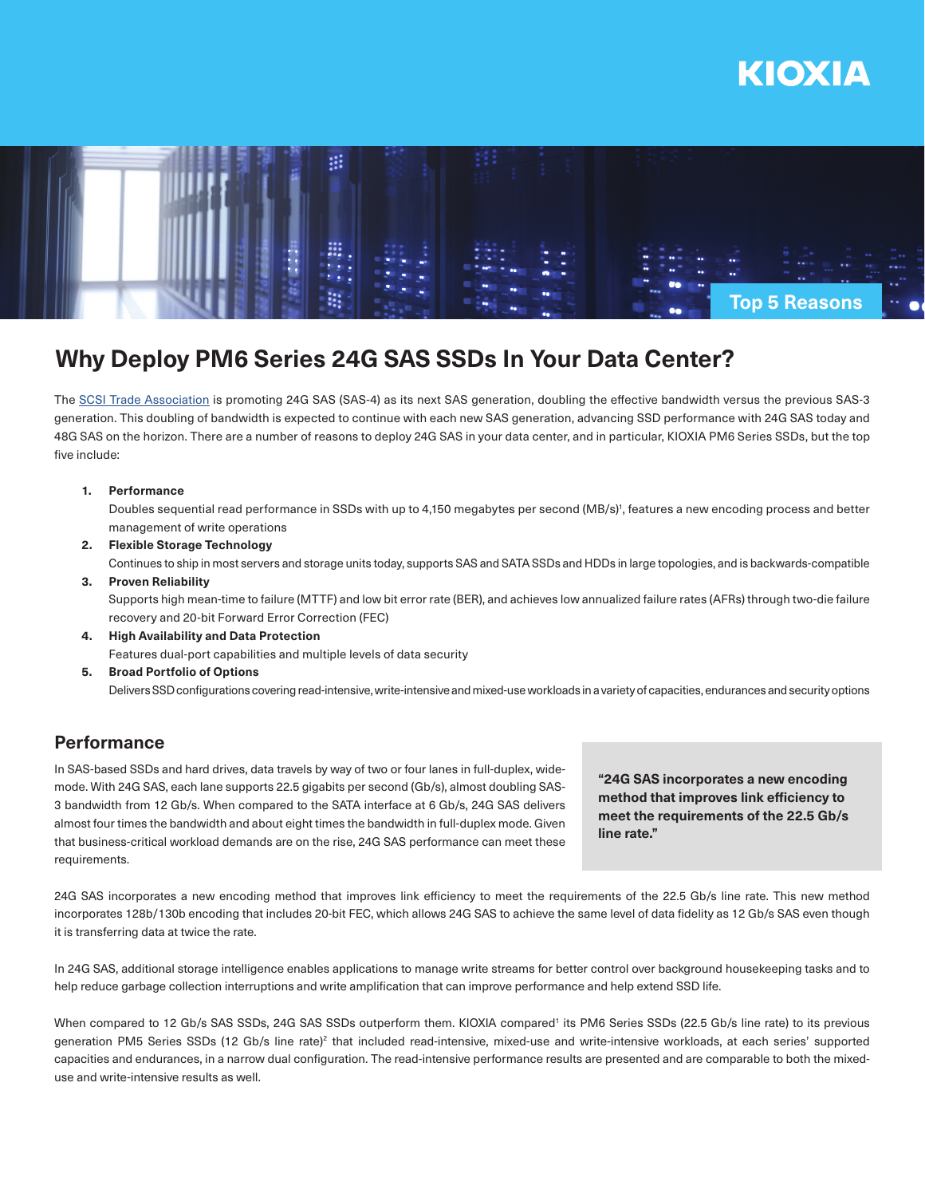KIOXIA

Top 5 Reasons

# Why Deploy PM6 Series 24G SAS SSDs In Your Data Center?

The SCSI Trade Association is promoting 24G SAS (SAS-4) as its next SAS generation, doubling the effective bandwidth versus the previous SAS-3 generation. This doubling of bandwidth is expected to continue with each new SAS generation, advancing SSD performance with 24G SAS today and 48G SAS on the horizon. There are a number of reasons to deploy 24G SAS in your data center, and in particular, KIOXIA PM6 Series SSDs, but the top five include:

1. **Performance**
   Doubles sequential read performance in SSDs with up to 4,150 megabytes per second (MB/s)[1], features a new encoding process and better management of write operations
2. **Flexible Storage Technology**
   Continues to ship in most servers and storage units today, supports SAS and SATA SSDs and HDDs in large topologies, and is backwards-compatible
3. **Proven Reliability**
   Supports high mean-time to failure (MTTF) and low bit error rate (BER), and achieves low annualized failure rates (AFRs) through two-die failure recovery and 20-bit Forward Error Correction (FEC)
4. **High Availability and Data Protection**
   Features dual-port capabilities and multiple levels of data security
5. **Broad Portfolio of Options**
   Delivers SSD configurations covering read-intensive, write-intensive and mixed-use workloads in a variety of capacities, endurances and security options

## Performance

In SAS-based SSDs and hard drives, data travels by way of two or four lanes in full-duplex, wide-mode. With 24G SAS, each lane supports 22.5 gigabits per second (Gb/s), almost doubling SAS-3 bandwidth from 12 Gb/s. When compared to the SATA interface at 6 Gb/s, 24G SAS delivers almost four times the bandwidth and about eight times the bandwidth in full-duplex mode. Given that business-critical workload demands are on the rise, 24G SAS performance can meet these requirements.

> **"24G SAS incorporates a new encoding method that improves link efficiency to meet the requirements of the 22.5 Gb/s line rate."**

24G SAS incorporates a new encoding method that improves link efficiency to meet the requirements of the 22.5 Gb/s line rate. This new method incorporates 128b/130b encoding that includes 20-bit FEC, which allows 24G SAS to achieve the same level of data fidelity as 12 Gb/s SAS even though it is transferring data at twice the rate.

In 24G SAS, additional storage intelligence enables applications to manage write streams for better control over background housekeeping tasks and to help reduce garbage collection interruptions and write amplification that can improve performance and help extend SSD life.

When compared to 12 Gb/s SAS SSDs, 24G SAS SSDs outperform them. KIOXIA compared[1] its PM6 Series SSDs (22.5 Gb/s line rate) to its previous generation PM5 Series SSDs (12 Gb/s line rate)[2] that included read-intensive, mixed-use and write-intensive workloads, at each series' supported capacities and endurances, in a narrow dual configuration. The read-intensive performance results are presented and are comparable to both the mixed-use and write-intensive results as well.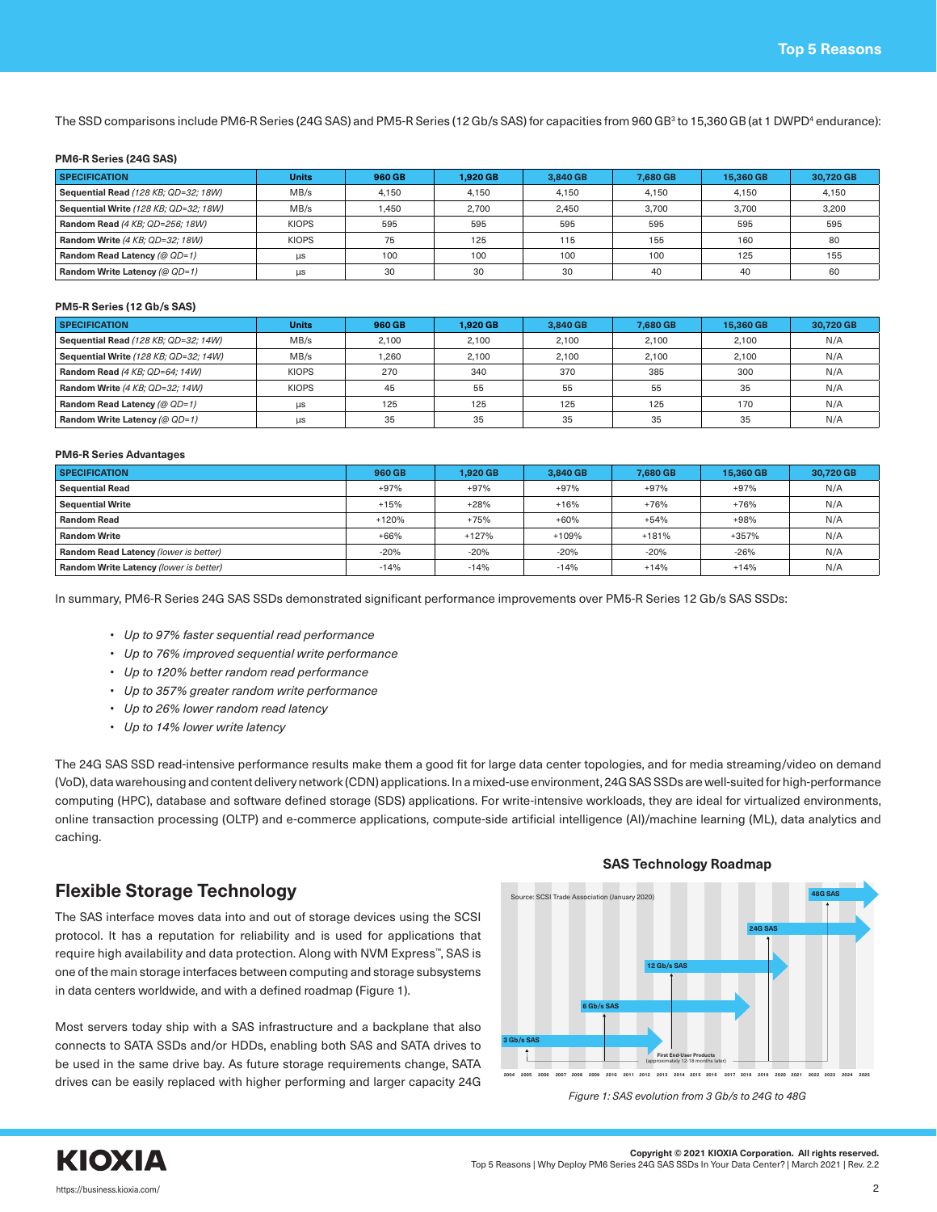The SSD comparisons include PM6-R Series (24G SAS) and PM5-R Series (12 Gb/s SAS) for capacities from 960 GB[3] to 15,360 GB (at 1 DWPD[4] endurance):

**PM6-R Series (24G SAS)**

| SPECIFICATION | Units | 960 GB | 1,920 GB | 3,840 GB | 7,680 GB | 15,360 GB | 30,720 GB |
|---|---|---|---|---|---|---|---|
| **Sequential Read** *(128 KB; QD=32; 18W)* | MB/s | 4,150 | 4,150 | 4,150 | 4,150 | 4,150 | 4,150 |
| **Sequential Write** *(128 KB; QD=32; 18W)* | MB/s | 1,450 | 2,700 | 2,450 | 3,700 | 3,700 | 3,200 |
| **Random Read** *(4 KB; QD=256; 18W)* | KIOPS | 595 | 595 | 595 | 595 | 595 | 595 |
| **Random Write** *(4 KB; QD=32; 18W)* | KIOPS | 75 | 125 | 115 | 155 | 160 | 80 |
| **Random Read Latency** *(@ QD=1)* | µs | 100 | 100 | 100 | 100 | 125 | 155 |
| **Random Write Latency** *(@ QD=1)* | µs | 30 | 30 | 30 | 40 | 40 | 60 |

**PM5-R Series (12 Gb/s SAS)**

| SPECIFICATION | Units | 960 GB | 1,920 GB | 3,840 GB | 7,680 GB | 15,360 GB | 30,720 GB |
|---|---|---|---|---|---|---|---|
| **Sequential Read** *(128 KB; QD=32; 14W)* | MB/s | 2,100 | 2,100 | 2,100 | 2,100 | 2,100 | N/A |
| **Sequential Write** *(128 KB; QD=32; 14W)* | MB/s | 1,260 | 2,100 | 2,100 | 2,100 | 2,100 | N/A |
| **Random Read** *(4 KB; QD=64; 14W)* | KIOPS | 270 | 340 | 370 | 385 | 300 | N/A |
| **Random Write** *(4 KB; QD=32; 14W)* | KIOPS | 45 | 55 | 55 | 55 | 35 | N/A |
| **Random Read Latency** *(@ QD=1)* | µs | 125 | 125 | 125 | 125 | 170 | N/A |
| **Random Write Latency** *(@ QD=1)* | µs | 35 | 35 | 35 | 35 | 35 | N/A |

**PM6-R Series Advantages**

| SPECIFICATION | 960 GB | 1,920 GB | 3,840 GB | 7,680 GB | 15,360 GB | 30,720 GB |
|---|---|---|---|---|---|---|
| **Sequential Read** | +97% | +97% | +97% | +97% | +97% | N/A |
| **Sequential Write** | +15% | +28% | +16% | +76% | +76% | N/A |
| **Random Read** | +120% | +75% | +60% | +54% | +98% | N/A |
| **Random Write** | +66% | +127% | +109% | +181% | +357% | N/A |
| **Random Read Latency** *(lower is better)* | -20% | -20% | -20% | -20% | -26% | N/A |
| **Random Write Latency** *(lower is better)* | -14% | -14% | -14% | +14% | +14% | N/A |

In summary, PM6-R Series 24G SAS SSDs demonstrated significant performance improvements over PM5-R Series 12 Gb/s SAS SSDs:

- *Up to 97% faster sequential read performance*
- *Up to 76% improved sequential write performance*
- *Up to 120% better random read performance*
- *Up to 357% greater random write performance*
- *Up to 26% lower random read latency*
- *Up to 14% lower write latency*

The 24G SAS SSD read-intensive performance results make them a good fit for large data center topologies, and for media streaming/video on demand (VoD), data warehousing and content delivery network (CDN) applications. In a mixed-use environment, 24G SAS SSDs are well-suited for high-performance computing (HPC), database and software defined storage (SDS) applications. For write-intensive workloads, they are ideal for virtualized environments, online transaction processing (OLTP) and e-commerce applications, compute-side artificial intelligence (AI)/machine learning (ML), data analytics and caching.

## Flexible Storage Technology

The SAS interface moves data into and out of storage devices using the SCSI protocol. It has a reputation for reliability and is used for applications that require high availability and data protection. Along with NVM Express™, SAS is one of the main storage interfaces between computing and storage subsystems in data centers worldwide, and with a defined roadmap (Figure 1).

Most servers today ship with a SAS infrastructure and a backplane that also connects to SATA SSDs and/or HDDs, enabling both SAS and SATA drives to be used in the same drive bay. As future storage requirements change, SATA drives can be easily replaced with higher performing and larger capacity 24G

**SAS Technology Roadmap**

Source: SCSI Trade Association (January 2020)

3 Gb/s SAS, 6 Gb/s SAS, 12 Gb/s SAS, 24G SAS, 48G SAS

First End-User Products (approximately 12-18 months later)

2004 2005 2006 2007 2008 2009 2010 2011 2012 2013 2014 2015 2016 2017 2018 2019 2020 2021 2022 2023 2024 2025

*Figure 1: SAS evolution from 3 Gb/s to 24G to 48G*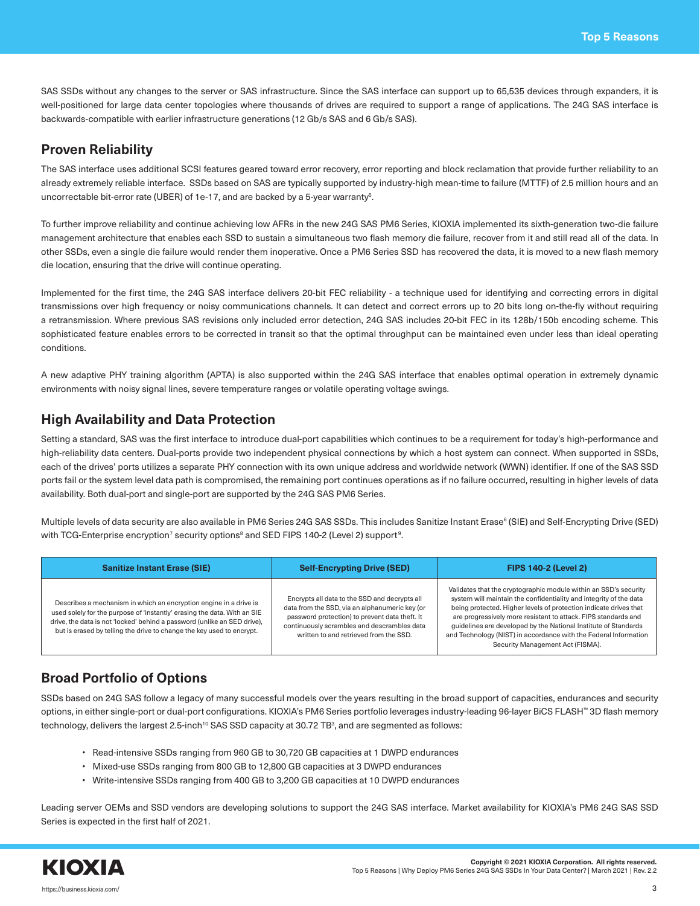SAS SSDs without any changes to the server or SAS infrastructure. Since the SAS interface can support up to 65,535 devices through expanders, it is well-positioned for large data center topologies where thousands of drives are required to support a range of applications. The 24G SAS interface is backwards-compatible with earlier infrastructure generations (12 Gb/s SAS and 6 Gb/s SAS).

## Proven Reliability

The SAS interface uses additional SCSI features geared toward error recovery, error reporting and block reclamation that provide further reliability to an already extremely reliable interface. SSDs based on SAS are typically supported by industry-high mean-time to failure (MTTF) of 2.5 million hours and an uncorrectable bit-error rate (UBER) of 1e-17, and are backed by a 5-year warranty[5].

To further improve reliability and continue achieving low AFRs in the new 24G SAS PM6 Series, KIOXIA implemented its sixth-generation two-die failure management architecture that enables each SSD to sustain a simultaneous two flash memory die failure, recover from it and still read all of the data. In other SSDs, even a single die failure would render them inoperative. Once a PM6 Series SSD has recovered the data, it is moved to a new flash memory die location, ensuring that the drive will continue operating.

Implemented for the first time, the 24G SAS interface delivers 20-bit FEC reliability - a technique used for identifying and correcting errors in digital transmissions over high frequency or noisy communications channels. It can detect and correct errors up to 20 bits long on-the-fly without requiring a retransmission. Where previous SAS revisions only included error detection, 24G SAS includes 20-bit FEC in its 128b/150b encoding scheme. This sophisticated feature enables errors to be corrected in transit so that the optimal throughput can be maintained even under less than ideal operating conditions.

A new adaptive PHY training algorithm (APTA) is also supported within the 24G SAS interface that enables optimal operation in extremely dynamic environments with noisy signal lines, severe temperature ranges or volatile operating voltage swings.

## High Availability and Data Protection

Setting a standard, SAS was the first interface to introduce dual-port capabilities which continues to be a requirement for today's high-performance and high-reliability data centers. Dual-ports provide two independent physical connections by which a host system can connect. When supported in SSDs, each of the drives' ports utilizes a separate PHY connection with its own unique address and worldwide network (WWN) identifier. If one of the SAS SSD ports fail or the system level data path is compromised, the remaining port continues operations as if no failure occurred, resulting in higher levels of data availability. Both dual-port and single-port are supported by the 24G SAS PM6 Series.

Multiple levels of data security are also available in PM6 Series 24G SAS SSDs. This includes Sanitize Instant Erase[6] (SIE) and Self-Encrypting Drive (SED) with TCG-Enterprise encryption[7] security options[8] and SED FIPS 140-2 (Level 2) support[9].

| Sanitize Instant Erase (SIE) | Self-Encrypting Drive (SED) | FIPS 140-2 (Level 2) |
|---|---|---|
| Describes a mechanism in which an encryption engine in a drive is used solely for the purpose of 'instantly' erasing the data. With an SIE drive, the data is not 'locked' behind a password (unlike an SED drive), but is erased by telling the drive to change the key used to encrypt. | Encrypts all data to the SSD and decrypts all data from the SSD, via an alphanumeric key (or password protection) to prevent data theft. It continuously scrambles and descrambles data written to and retrieved from the SSD. | Validates that the cryptographic module within an SSD's security system will maintain the confidentiality and integrity of the data being protected. Higher levels of protection indicate drives that are progressively more resistant to attack. FIPS standards and guidelines are developed by the National Institute of Standards and Technology (NIST) in accordance with the Federal Information Security Management Act (FISMA). |

## Broad Portfolio of Options

SSDs based on 24G SAS follow a legacy of many successful models over the years resulting in the broad support of capacities, endurances and security options, in either single-port or dual-port configurations. KIOXIA's PM6 Series portfolio leverages industry-leading 96-layer BiCS FLASH™ 3D flash memory technology, delivers the largest 2.5-inch[10] SAS SSD capacity at 30.72 TB[3], and are segmented as follows:

- Read-intensive SSDs ranging from 960 GB to 30,720 GB capacities at 1 DWPD endurances
- Mixed-use SSDs ranging from 800 GB to 12,800 GB capacities at 3 DWPD endurances
- Write-intensive SSDs ranging from 400 GB to 3,200 GB capacities at 10 DWPD endurances

Leading server OEMs and SSD vendors are developing solutions to support the 24G SAS interface. Market availability for KIOXIA's PM6 24G SAS SSD Series is expected in the first half of 2021.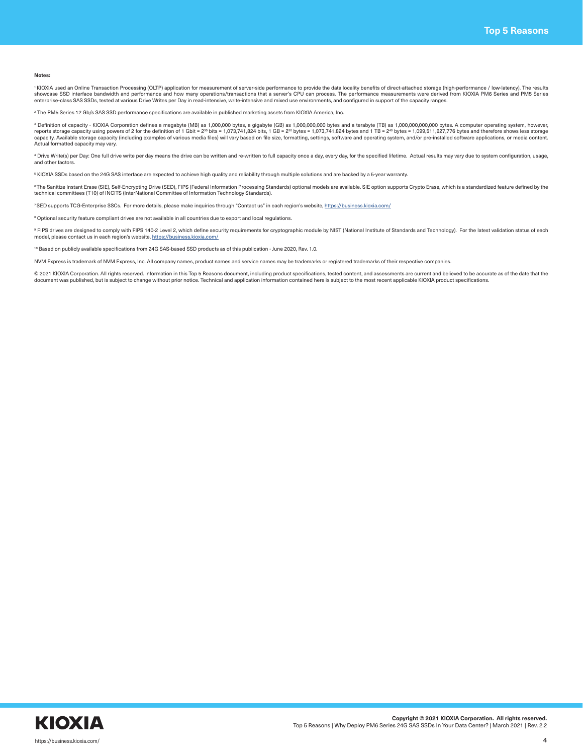**Notes:**

[1] KIOXIA used an Online Transaction Processing (OLTP) application for measurement of server-side performance to provide the data locality benefits of direct-attached storage (high-performance / low-latency). The results showcase SSD interface bandwidth and performance and how many operations/transactions that a server's CPU can process. The performance measurements were derived from KIOXIA PM6 Series and PM5 Series enterprise-class SAS SSDs, tested at various Drive Writes per Day in read-intensive, write-intensive and mixed use environments, and configured in support of the capacity ranges.

[2] The PM5 Series 12 Gb/s SAS SSD performance specifications are available in published marketing assets from KIOXIA America, Inc.

[3] Definition of capacity - KIOXIA Corporation defines a megabyte (MB) as 1,000,000 bytes, a gigabyte (GB) as 1,000,000,000 bytes and a terabyte (TB) as 1,000,000,000,000 bytes. A computer operating system, however, reports storage capacity using powers of 2 for the definition of 1 Gbit = $2^{30}$ bits = 1,073,741,824 bits, 1 GB = $2^{30}$ bytes = 1,073,741,824 bytes and 1 TB = $2^{40}$ bytes = 1,099,511,627,776 bytes and therefore shows less storage capacity. Available storage capacity (including examples of various media files) will vary based on file size, formatting, settings, software and operating system, and/or pre-installed software applications, or media content. Actual formatted capacity may vary.

[4] Drive Write(s) per Day: One full drive write per day means the drive can be written and re-written to full capacity once a day, every day, for the specified lifetime. Actual results may vary due to system configuration, usage, and other factors.

[5] KIOXIA SSDs based on the 24G SAS interface are expected to achieve high quality and reliability through multiple solutions and are backed by a 5-year warranty.

[6] The Sanitize Instant Erase (SIE), Self-Encrypting Drive (SED), FIPS (Federal Information Processing Standards) optional models are available. SIE option supports Crypto Erase, which is a standardized feature defined by the technical committees (T10) of INCITS (InterNational Committee of Information Technology Standards).

[7] SED supports TCG-Enterprise SSCs. For more details, please make inquiries through "Contact us" in each region's website, https://business.kioxia.com/

[8] Optional security feature compliant drives are not available in all countries due to export and local regulations.

[9] FIPS drives are designed to comply with FIPS 140-2 Level 2, which define security requirements for cryptographic module by NIST (National Institute of Standards and Technology). For the latest validation status of each model, please contact us in each region's website, https://business.kioxia.com/

[10] Based on publicly available specifications from 24G SAS-based SSD products as of this publication - June 2020, Rev. 1.0.

NVM Express is trademark of NVM Express, Inc. All company names, product names and service names may be trademarks or registered trademarks of their respective companies.

© 2021 KIOXIA Corporation. All rights reserved. Information in this Top 5 Reasons document, including product specifications, tested content, and assessments are current and believed to be accurate as of the date that the document was published, but is subject to change without prior notice. Technical and application information contained here is subject to the most recent applicable KIOXIA product specifications.